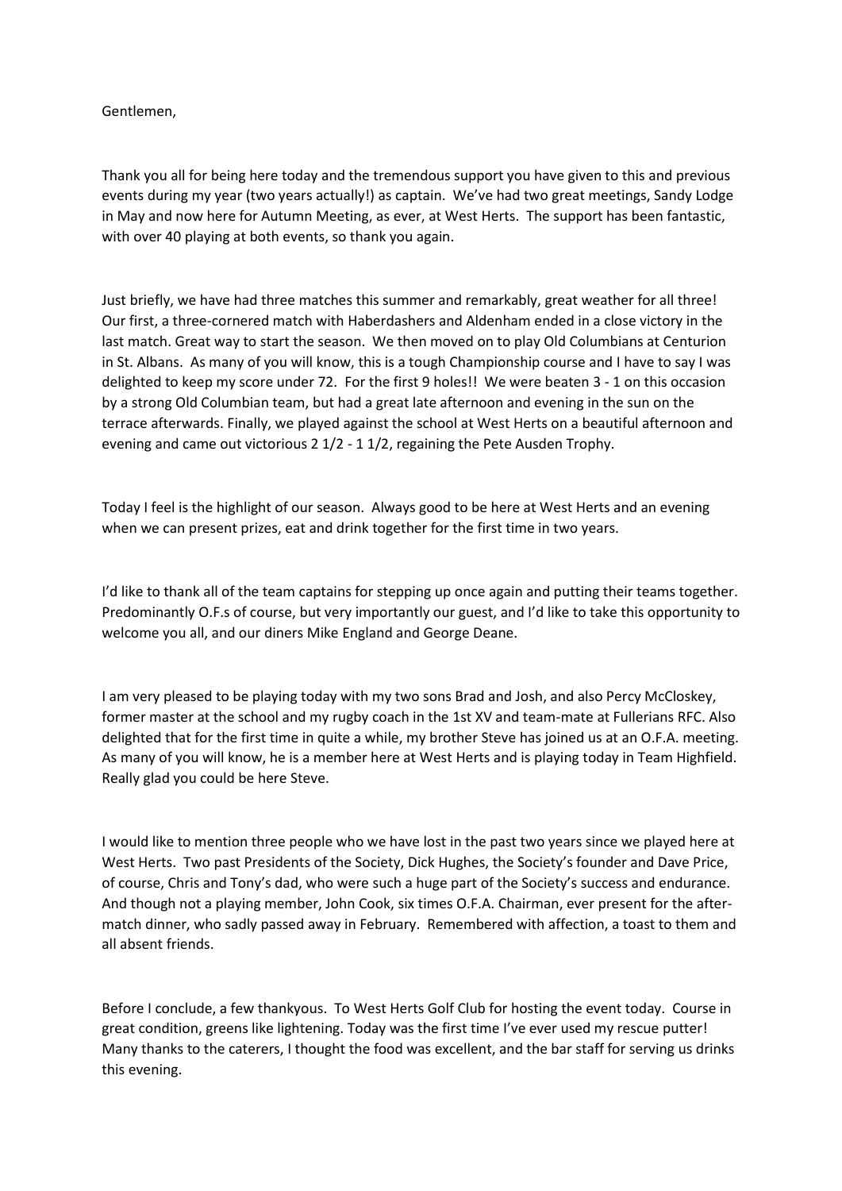Gentlemen,

Thank you all for being here today and the tremendous support you have given to this and previous events during my year (two years actually!) as captain. We've had two great meetings, Sandy Lodge in May and now here for Autumn Meeting, as ever, at West Herts. The support has been fantastic, with over 40 playing at both events, so thank you again.

Just briefly, we have had three matches this summer and remarkably, great weather for all three! Our first, a three-cornered match with Haberdashers and Aldenham ended in a close victory in the last match. Great way to start the season. We then moved on to play Old Columbians at Centurion in St. Albans. As many of you will know, this is a tough Championship course and I have to say I was delighted to keep my score under 72. For the first 9 holes!! We were beaten 3 - 1 on this occasion by a strong Old Columbian team, but had a great late afternoon and evening in the sun on the terrace afterwards. Finally, we played against the school at West Herts on a beautiful afternoon and evening and came out victorious 2 1/2 - 1 1/2, regaining the Pete Ausden Trophy.

Today I feel is the highlight of our season. Always good to be here at West Herts and an evening when we can present prizes, eat and drink together for the first time in two years.

I'd like to thank all of the team captains for stepping up once again and putting their teams together. Predominantly O.F.s of course, but very importantly our guest, and I'd like to take this opportunity to welcome you all, and our diners Mike England and George Deane.

I am very pleased to be playing today with my two sons Brad and Josh, and also Percy McCloskey, former master at the school and my rugby coach in the 1st XV and team-mate at Fullerians RFC. Also delighted that for the first time in quite a while, my brother Steve has joined us at an O.F.A. meeting. As many of you will know, he is a member here at West Herts and is playing today in Team Highfield. Really glad you could be here Steve.

I would like to mention three people who we have lost in the past two years since we played here at West Herts. Two past Presidents of the Society, Dick Hughes, the Society's founder and Dave Price, of course, Chris and Tony's dad, who were such a huge part of the Society's success and endurance. And though not a playing member, John Cook, six times O.F.A. Chairman, ever present for the after-match dinner, who sadly passed away in February. Remembered with affection, a toast to them and all absent friends.

Before I conclude, a few thankyous. To West Herts Golf Club for hosting the event today. Course in great condition, greens like lightening. Today was the first time I've ever used my rescue putter! Many thanks to the caterers, I thought the food was excellent, and the bar staff for serving us drinks this evening.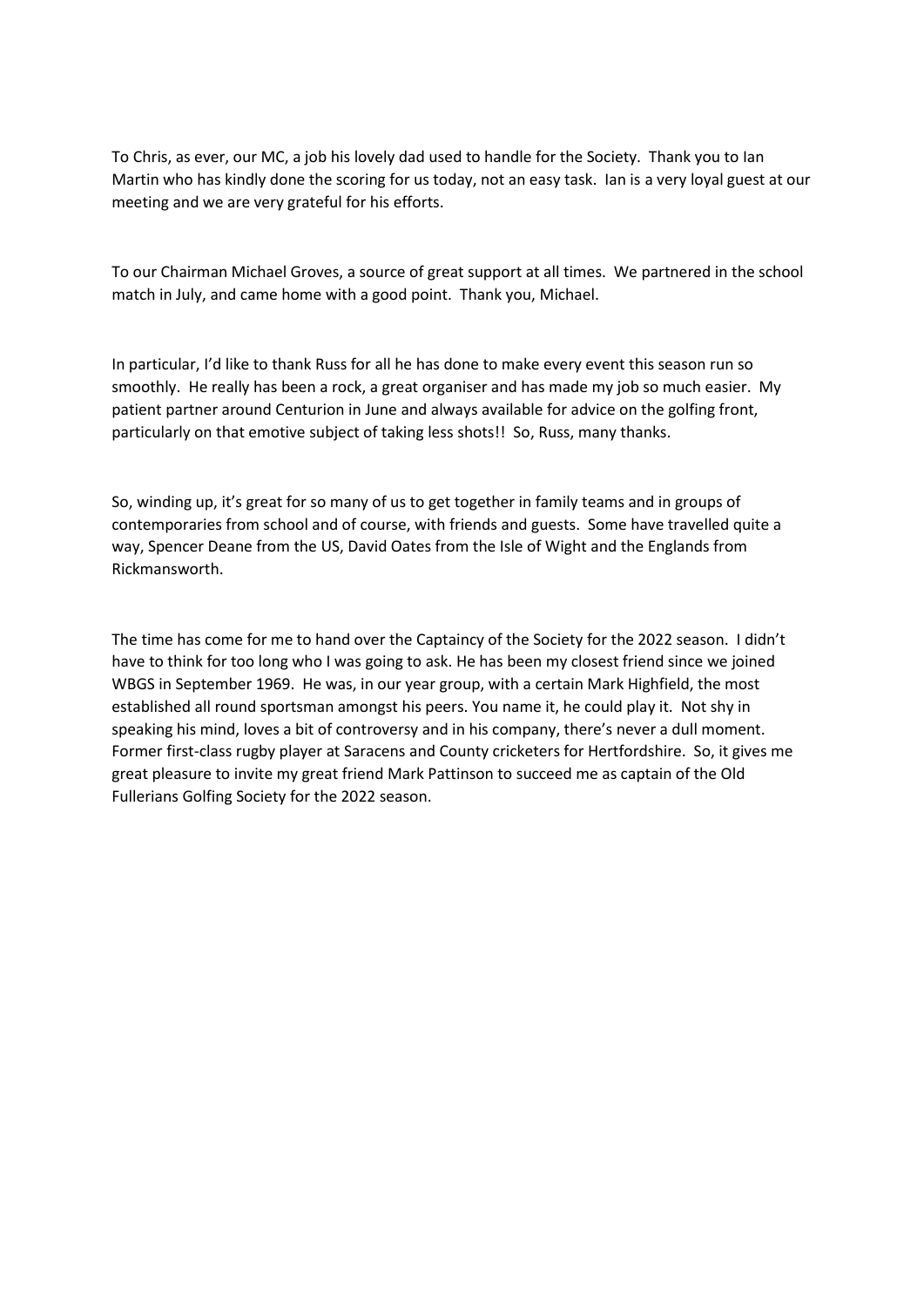To Chris, as ever, our MC, a job his lovely dad used to handle for the Society. Thank you to Ian Martin who has kindly done the scoring for us today, not an easy task. Ian is a very loyal guest at our meeting and we are very grateful for his efforts.

To our Chairman Michael Groves, a source of great support at all times. We partnered in the school match in July, and came home with a good point. Thank you, Michael.

In particular, I'd like to thank Russ for all he has done to make every event this season run so smoothly. He really has been a rock, a great organiser and has made my job so much easier. My patient partner around Centurion in June and always available for advice on the golfing front, particularly on that emotive subject of taking less shots!! So, Russ, many thanks.

So, winding up, it's great for so many of us to get together in family teams and in groups of contemporaries from school and of course, with friends and guests. Some have travelled quite a way, Spencer Deane from the US, David Oates from the Isle of Wight and the Englands from Rickmansworth.

The time has come for me to hand over the Captaincy of the Society for the 2022 season. I didn't have to think for too long who I was going to ask. He has been my closest friend since we joined WBGS in September 1969. He was, in our year group, with a certain Mark Highfield, the most established all round sportsman amongst his peers. You name it, he could play it. Not shy in speaking his mind, loves a bit of controversy and in his company, there's never a dull moment. Former first-class rugby player at Saracens and County cricketers for Hertfordshire. So, it gives me great pleasure to invite my great friend Mark Pattinson to succeed me as captain of the Old Fullerians Golfing Society for the 2022 season.